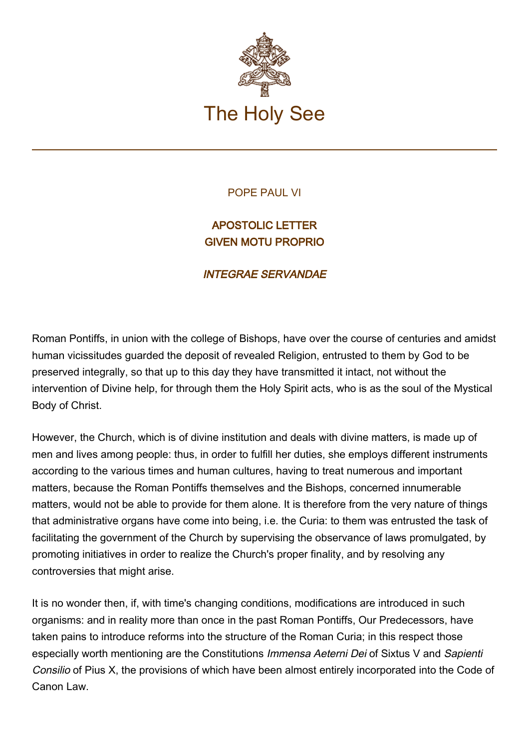# The Holy See

POPE PAUL VI

## APOSTOLIC LETTER
## GIVEN MOTU PROPRIO

### *INTEGRAE SERVANDAE*

Roman Pontiffs, in union with the college of Bishops, have over the course of centuries and amidst human vicissitudes guarded the deposit of revealed Religion, entrusted to them by God to be preserved integrally, so that up to this day they have transmitted it intact, not without the intervention of Divine help, for through them the Holy Spirit acts, who is as the soul of the Mystical Body of Christ.

However, the Church, which is of divine institution and deals with divine matters, is made up of men and lives among people: thus, in order to fulfill her duties, she employs different instruments according to the various times and human cultures, having to treat numerous and important matters, because the Roman Pontiffs themselves and the Bishops, concerned innumerable matters, would not be able to provide for them alone. It is therefore from the very nature of things that administrative organs have come into being, i.e. the Curia: to them was entrusted the task of facilitating the government of the Church by supervising the observance of laws promulgated, by promoting initiatives in order to realize the Church's proper finality, and by resolving any controversies that might arise.

It is no wonder then, if, with time's changing conditions, modifications are introduced in such organisms: and in reality more than once in the past Roman Pontiffs, Our Predecessors, have taken pains to introduce reforms into the structure of the Roman Curia; in this respect those especially worth mentioning are the Constitutions *Immensa Aeterni Dei* of Sixtus V and *Sapienti Consilio* of Pius X, the provisions of which have been almost entirely incorporated into the Code of Canon Law.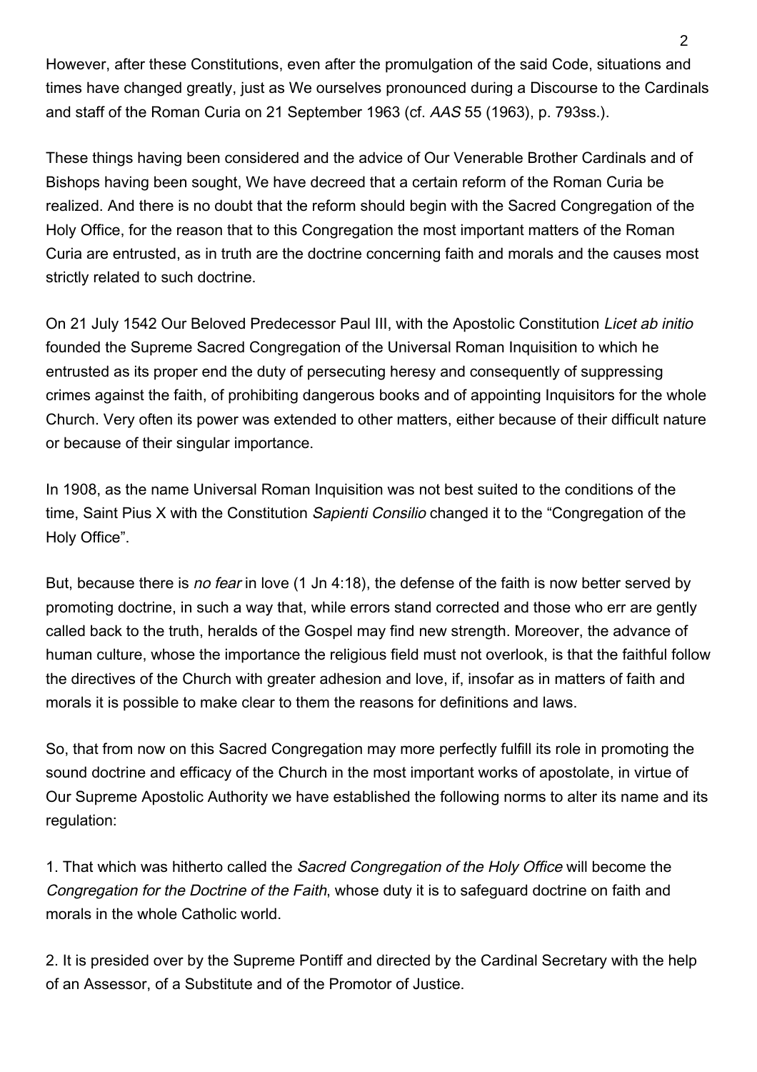However, after these Constitutions, even after the promulgation of the said Code, situations and times have changed greatly, just as We ourselves pronounced during a Discourse to the Cardinals and staff of the Roman Curia on 21 September 1963 (cf. *AAS* 55 (1963), p. 793ss.).

These things having been considered and the advice of Our Venerable Brother Cardinals and of Bishops having been sought, We have decreed that a certain reform of the Roman Curia be realized. And there is no doubt that the reform should begin with the Sacred Congregation of the Holy Office, for the reason that to this Congregation the most important matters of the Roman Curia are entrusted, as in truth are the doctrine concerning faith and morals and the causes most strictly related to such doctrine.

On 21 July 1542 Our Beloved Predecessor Paul III, with the Apostolic Constitution *Licet ab initio* founded the Supreme Sacred Congregation of the Universal Roman Inquisition to which he entrusted as its proper end the duty of persecuting heresy and consequently of suppressing crimes against the faith, of prohibiting dangerous books and of appointing Inquisitors for the whole Church. Very often its power was extended to other matters, either because of their difficult nature or because of their singular importance.

In 1908, as the name Universal Roman Inquisition was not best suited to the conditions of the time, Saint Pius X with the Constitution *Sapienti Consilio* changed it to the “Congregation of the Holy Office”.

But, because there is *no fear* in love (1 Jn 4:18), the defense of the faith is now better served by promoting doctrine, in such a way that, while errors stand corrected and those who err are gently called back to the truth, heralds of the Gospel may find new strength. Moreover, the advance of human culture, whose the importance the religious field must not overlook, is that the faithful follow the directives of the Church with greater adhesion and love, if, insofar as in matters of faith and morals it is possible to make clear to them the reasons for definitions and laws.

So, that from now on this Sacred Congregation may more perfectly fulfill its role in promoting the sound doctrine and efficacy of the Church in the most important works of apostolate, in virtue of Our Supreme Apostolic Authority we have established the following norms to alter its name and its regulation:

1. That which was hitherto called the *Sacred Congregation of the Holy Office* will become the *Congregation for the Doctrine of the Faith*, whose duty it is to safeguard doctrine on faith and morals in the whole Catholic world.

2. It is presided over by the Supreme Pontiff and directed by the Cardinal Secretary with the help of an Assessor, of a Substitute and of the Promotor of Justice.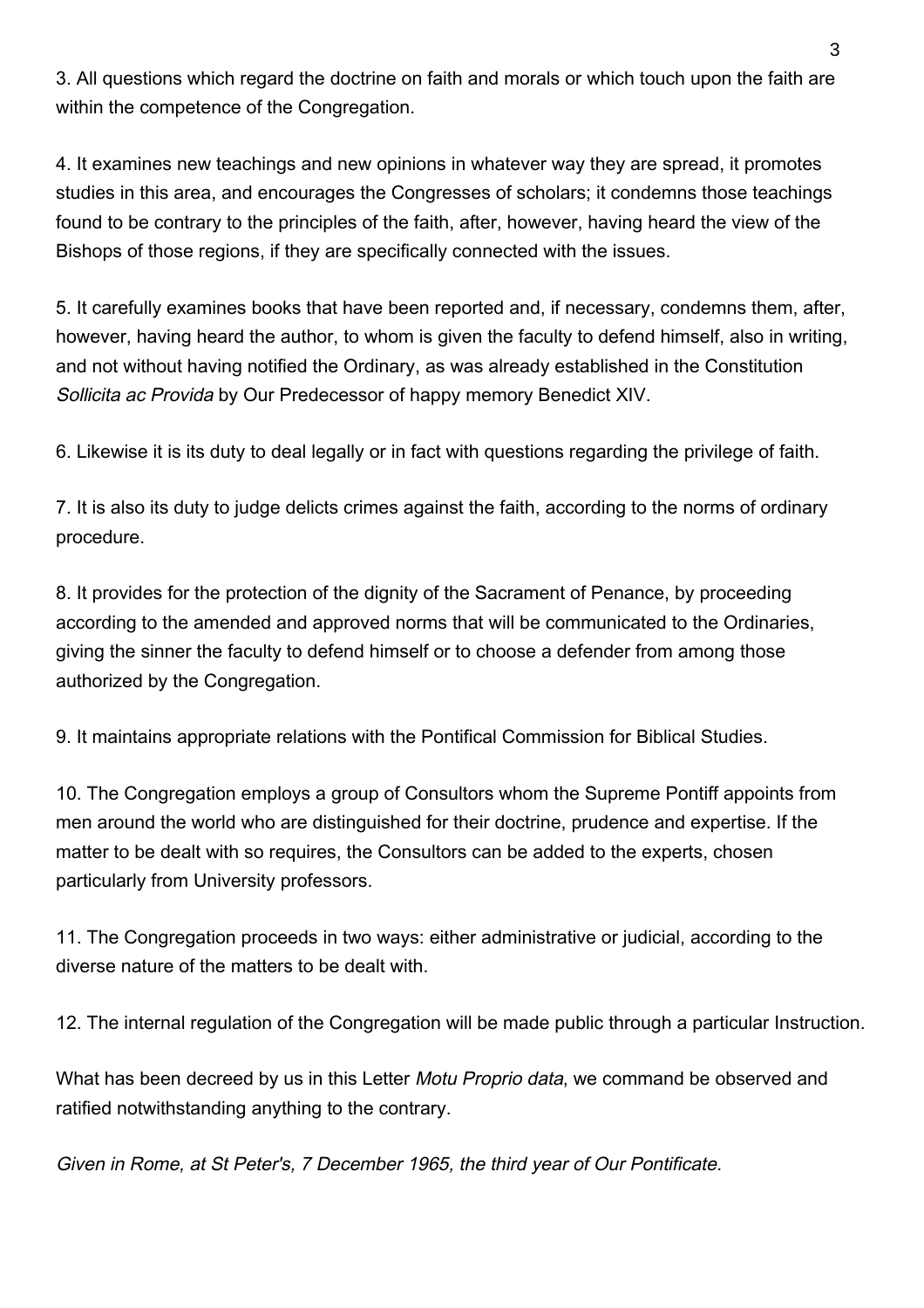3. All questions which regard the doctrine on faith and morals or which touch upon the faith are within the competence of the Congregation.

4. It examines new teachings and new opinions in whatever way they are spread, it promotes studies in this area, and encourages the Congresses of scholars; it condemns those teachings found to be contrary to the principles of the faith, after, however, having heard the view of the Bishops of those regions, if they are specifically connected with the issues.

5. It carefully examines books that have been reported and, if necessary, condemns them, after, however, having heard the author, to whom is given the faculty to defend himself, also in writing, and not without having notified the Ordinary, as was already established in the Constitution *Sollicita ac Provida* by Our Predecessor of happy memory Benedict XIV.

6. Likewise it is its duty to deal legally or in fact with questions regarding the privilege of faith.

7. It is also its duty to judge delicts crimes against the faith, according to the norms of ordinary procedure.

8. It provides for the protection of the dignity of the Sacrament of Penance, by proceeding according to the amended and approved norms that will be communicated to the Ordinaries, giving the sinner the faculty to defend himself or to choose a defender from among those authorized by the Congregation.

9. It maintains appropriate relations with the Pontifical Commission for Biblical Studies.

10. The Congregation employs a group of Consultors whom the Supreme Pontiff appoints from men around the world who are distinguished for their doctrine, prudence and expertise. If the matter to be dealt with so requires, the Consultors can be added to the experts, chosen particularly from University professors.

11. The Congregation proceeds in two ways: either administrative or judicial, according to the diverse nature of the matters to be dealt with.

12. The internal regulation of the Congregation will be made public through a particular Instruction.

What has been decreed by us in this Letter *Motu Proprio data*, we command be observed and ratified notwithstanding anything to the contrary.

*Given in Rome, at St Peter's, 7 December 1965, the third year of Our Pontificate.*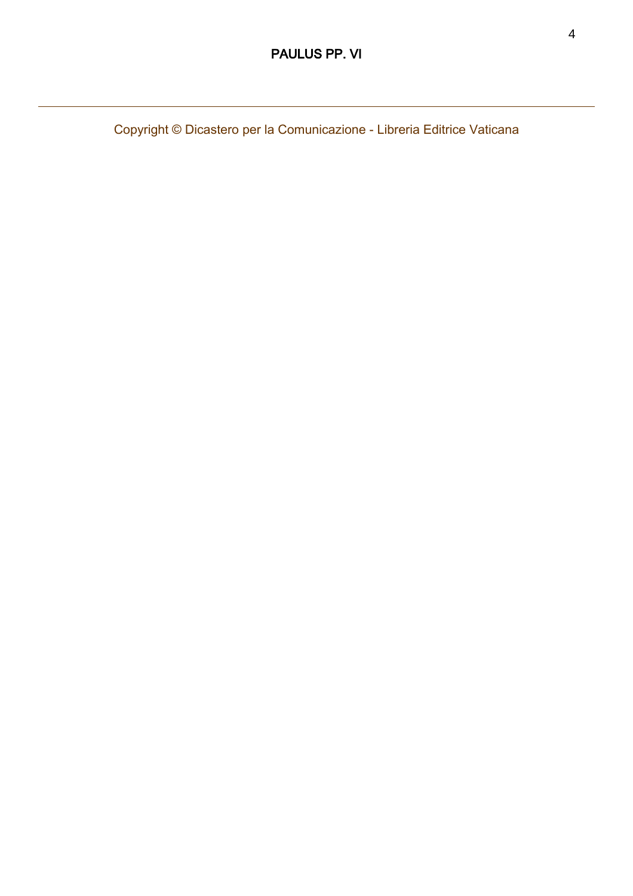PAULUS PP. VI

---

Copyright © Dicastero per la Comunicazione - Libreria Editrice Vaticana